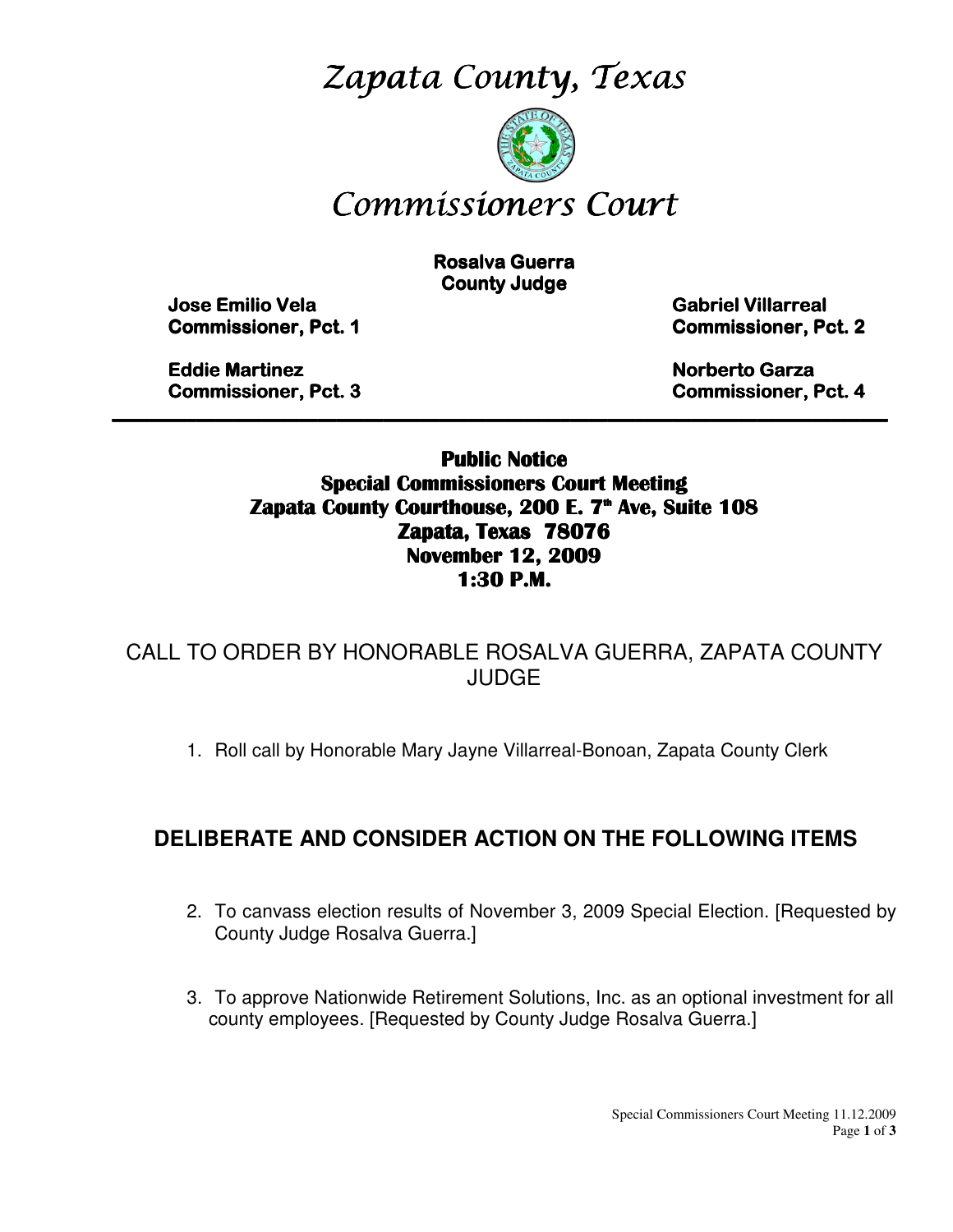# Zapata County, Texas

# Commissioners Court

**Rosalva Guerra**
**County Judge**

**Jose Emilio Vela**
**Commissioner, Pct. 1**

**Gabriel Villarreal**
**Commissioner, Pct. 2**

**Eddie Martinez**
**Commissioner, Pct. 3**

**Norberto Garza**
**Commissioner, Pct. 4**

---

**Public Notice**
**Special Commissioners Court Meeting**
**Zapata County Courthouse, 200 E. 7th Ave, Suite 108**
**Zapata, Texas 78076**
**November 12, 2009**
**1:30 P.M.**

CALL TO ORDER BY HONORABLE ROSALVA GUERRA, ZAPATA COUNTY JUDGE

1. Roll call by Honorable Mary Jayne Villarreal-Bonoan, Zapata County Clerk

## DELIBERATE AND CONSIDER ACTION ON THE FOLLOWING ITEMS

2. To canvass election results of November 3, 2009 Special Election. [Requested by County Judge Rosalva Guerra.]

3. To approve Nationwide Retirement Solutions, Inc. as an optional investment for all county employees. [Requested by County Judge Rosalva Guerra.]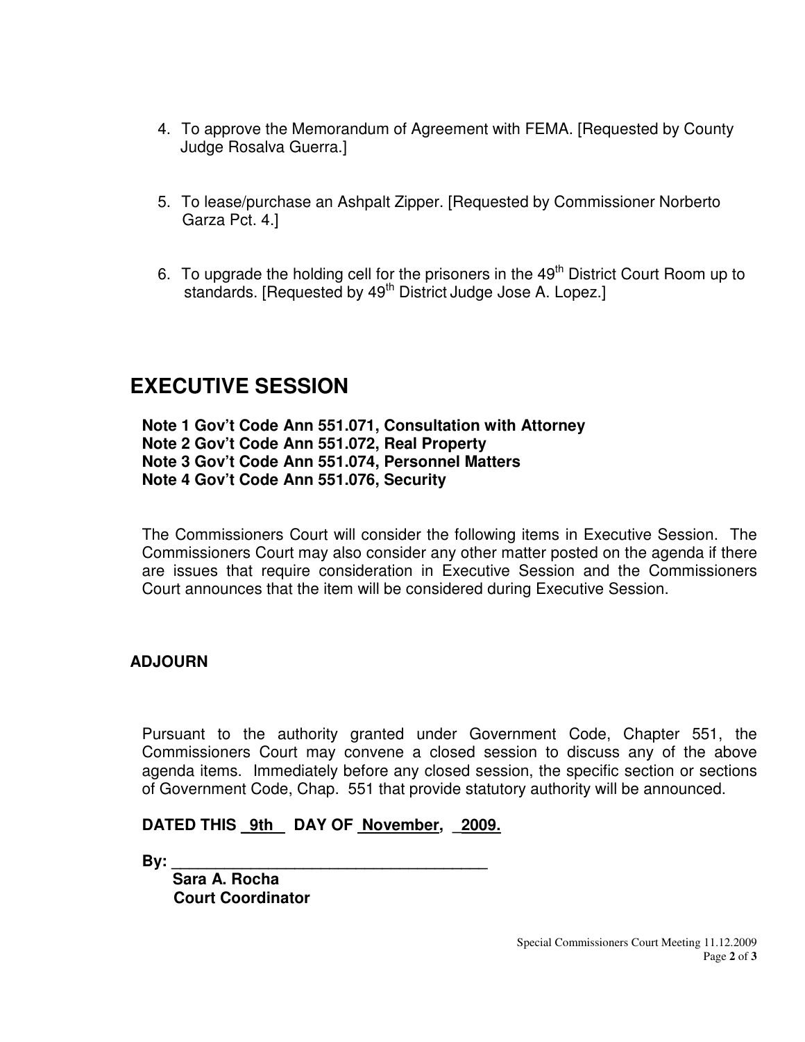4. To approve the Memorandum of Agreement with FEMA. [Requested by County Judge Rosalva Guerra.]

5. To lease/purchase an Ashpalt Zipper. [Requested by Commissioner Norberto Garza Pct. 4.]

6. To upgrade the holding cell for the prisoners in the 49th District Court Room up to standards. [Requested by 49th District Judge Jose A. Lopez.]

# EXECUTIVE SESSION

**Note 1 Gov't Code Ann 551.071, Consultation with Attorney**
**Note 2 Gov't Code Ann 551.072, Real Property**
**Note 3 Gov't Code Ann 551.074, Personnel Matters**
**Note 4 Gov't Code Ann 551.076, Security**

The Commissioners Court will consider the following items in Executive Session. The Commissioners Court may also consider any other matter posted on the agenda if there are issues that require consideration in Executive Session and the Commissioners Court announces that the item will be considered during Executive Session.

**ADJOURN**

Pursuant to the authority granted under Government Code, Chapter 551, the Commissioners Court may convene a closed session to discuss any of the above agenda items. Immediately before any closed session, the specific section or sections of Government Code, Chap. 551 that provide statutory authority will be announced.

**DATED THIS 9th DAY OF November, 2009.**

**By: ____________________________________**
**Sara A. Rocha**
**Court Coordinator**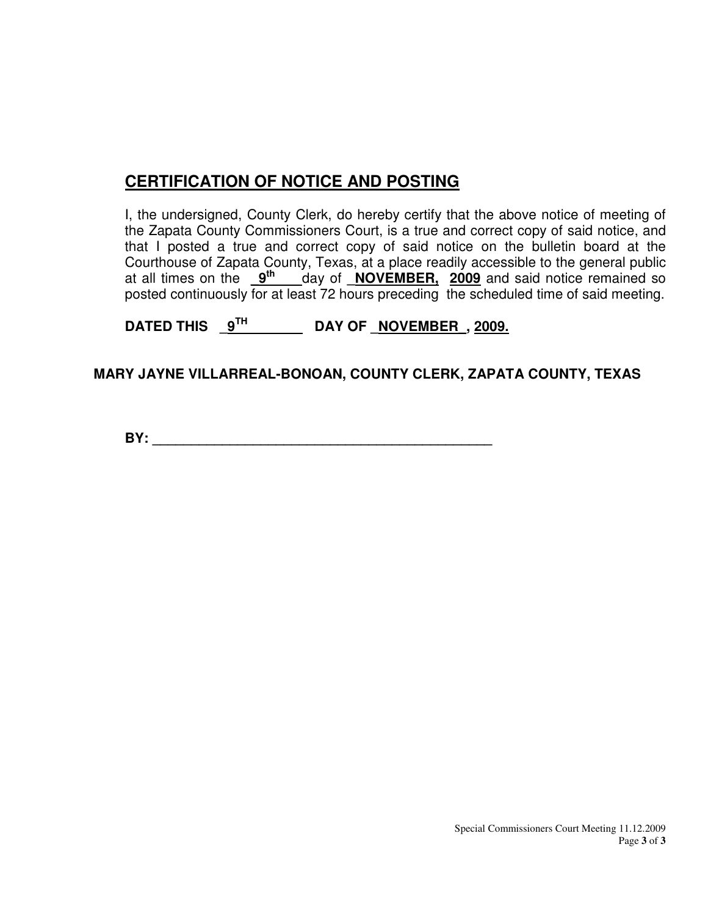## CERTIFICATION OF NOTICE AND POSTING

I, the undersigned, County Clerk, do hereby certify that the above notice of meeting of the Zapata County Commissioners Court, is a true and correct copy of said notice, and that I posted a true and correct copy of said notice on the bulletin board at the Courthouse of Zapata County, Texas, at a place readily accessible to the general public at all times on the 9th day of **NOVEMBER, 2009** and said notice remained so posted continuously for at least 72 hours preceding the scheduled time of said meeting.

**DATED THIS 9TH DAY OF NOVEMBER, 2009.**

**MARY JAYNE VILLARREAL-BONOAN, COUNTY CLERK, ZAPATA COUNTY, TEXAS**

**BY: _______________________________________________**